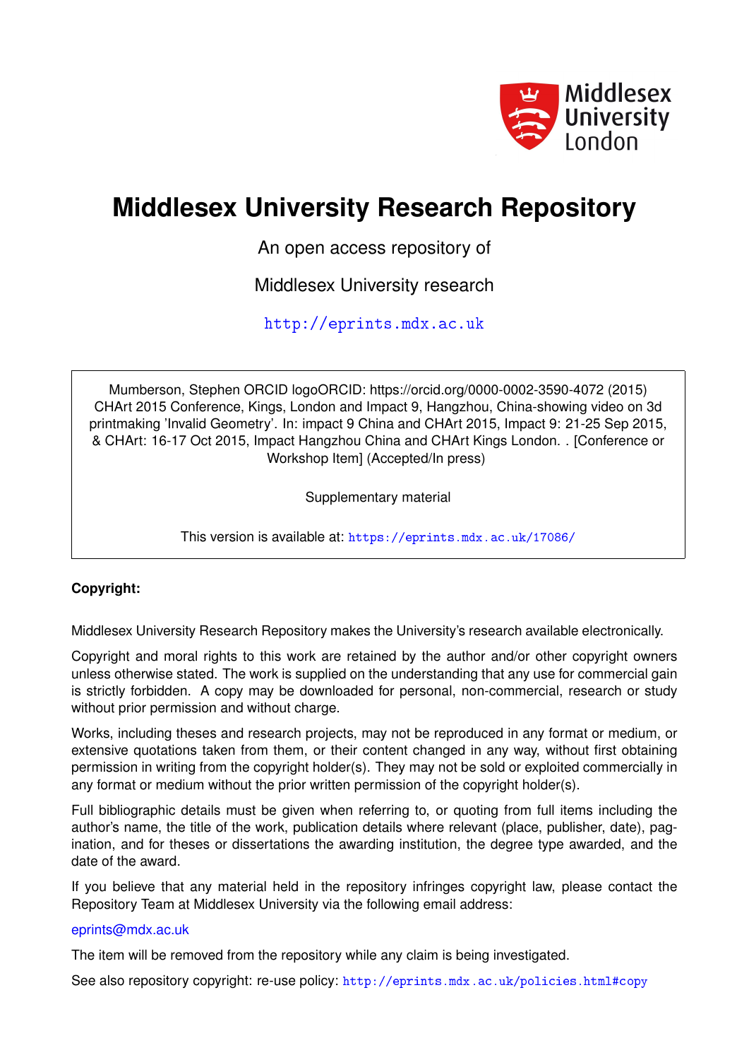Middlesex University London

# Middlesex University Research Repository

An open access repository of

Middlesex University research

http://eprints.mdx.ac.uk

Mumberson, Stephen ORCID logoORCID: https://orcid.org/0000-0002-3590-4072 (2015) CHArt 2015 Conference, Kings, London and Impact 9, Hangzhou, China-showing video on 3d printmaking 'Invalid Geometry'. In: impact 9 China and CHArt 2015, Impact 9: 21-25 Sep 2015, & CHArt: 16-17 Oct 2015, Impact Hangzhou China and CHArt Kings London. . [Conference or Workshop Item] (Accepted/In press)

Supplementary material

This version is available at: https://eprints.mdx.ac.uk/17086/

**Copyright:**

Middlesex University Research Repository makes the University's research available electronically.

Copyright and moral rights to this work are retained by the author and/or other copyright owners unless otherwise stated. The work is supplied on the understanding that any use for commercial gain is strictly forbidden. A copy may be downloaded for personal, non-commercial, research or study without prior permission and without charge.

Works, including theses and research projects, may not be reproduced in any format or medium, or extensive quotations taken from them, or their content changed in any way, without first obtaining permission in writing from the copyright holder(s). They may not be sold or exploited commercially in any format or medium without the prior written permission of the copyright holder(s).

Full bibliographic details must be given when referring to, or quoting from full items including the author's name, the title of the work, publication details where relevant (place, publisher, date), pagination, and for theses or dissertations the awarding institution, the degree type awarded, and the date of the award.

If you believe that any material held in the repository infringes copyright law, please contact the Repository Team at Middlesex University via the following email address:

eprints@mdx.ac.uk

The item will be removed from the repository while any claim is being investigated.

See also repository copyright: re-use policy: http://eprints.mdx.ac.uk/policies.html#copy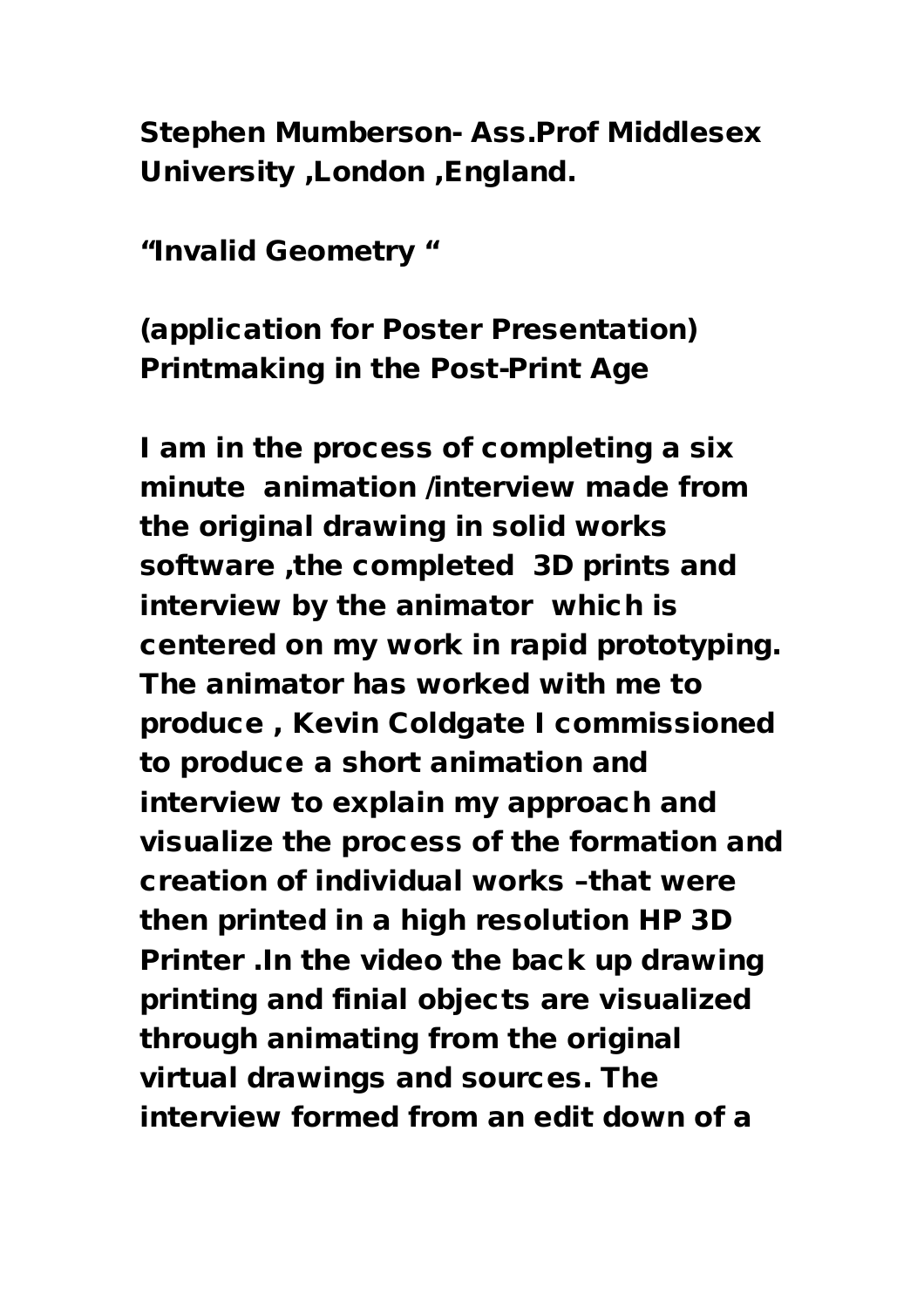**Stephen Mumberson- Ass.Prof Middlesex University ,London ,England.**

**“Invalid Geometry “**

**(application for Poster Presentation) Printmaking in the Post-Print Age**

**I am in the process of completing a six minute animation /interview made from the original drawing in solid works software ,the completed 3D prints and interview by the animator which is centered on my work in rapid prototyping. The animator has worked with me to produce , Kevin Coldgate I commissioned to produce a short animation and interview to explain my approach and visualize the process of the formation and creation of individual works –that were then printed in a high resolution HP 3D Printer .In the video the back up drawing printing and finial objects are visualized through animating from the original virtual drawings and sources. The interview formed from an edit down of a**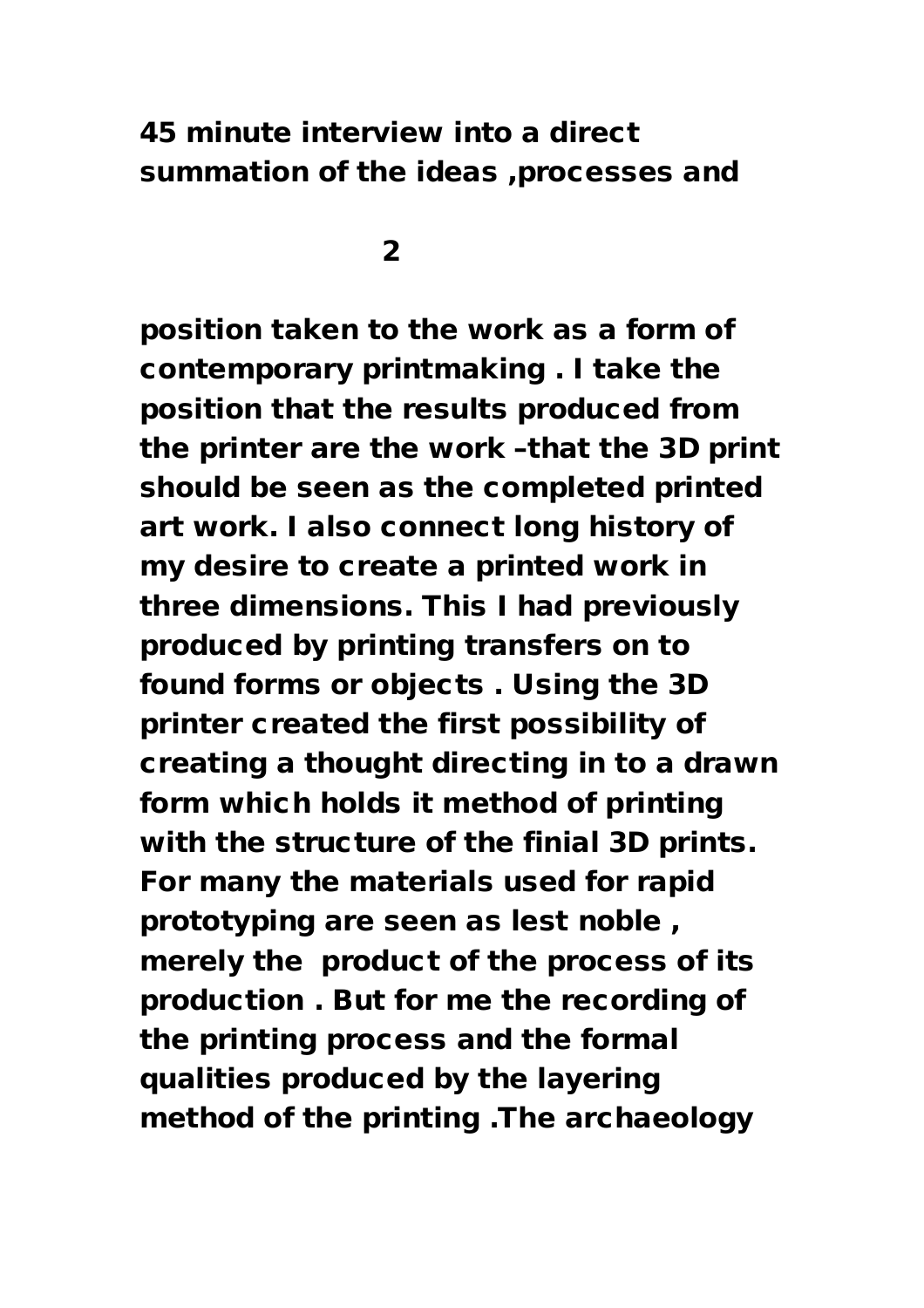45 minute interview into a direct summation of the ideas ,processes and

position taken to the work as a form of contemporary printmaking . I take the position that the results produced from the printer are the work –that the 3D print should be seen as the completed printed art work. I also connect long history of my desire to create a printed work in three dimensions. This I had previously produced by printing transfers on to found forms or objects . Using the 3D printer created the first possibility of creating a thought directing in to a drawn form which holds it method of printing with the structure of the finial 3D prints. For many the materials used for rapid prototyping are seen as lest noble , merely the product of the process of its production . But for me the recording of the printing process and the formal qualities produced by the layering method of the printing .The archaeology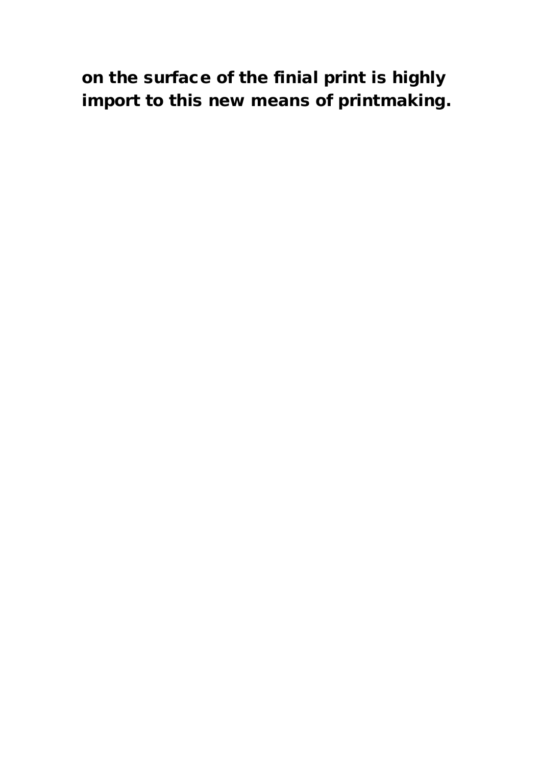**on the surface of the finial print is highly import to this new means of printmaking.**